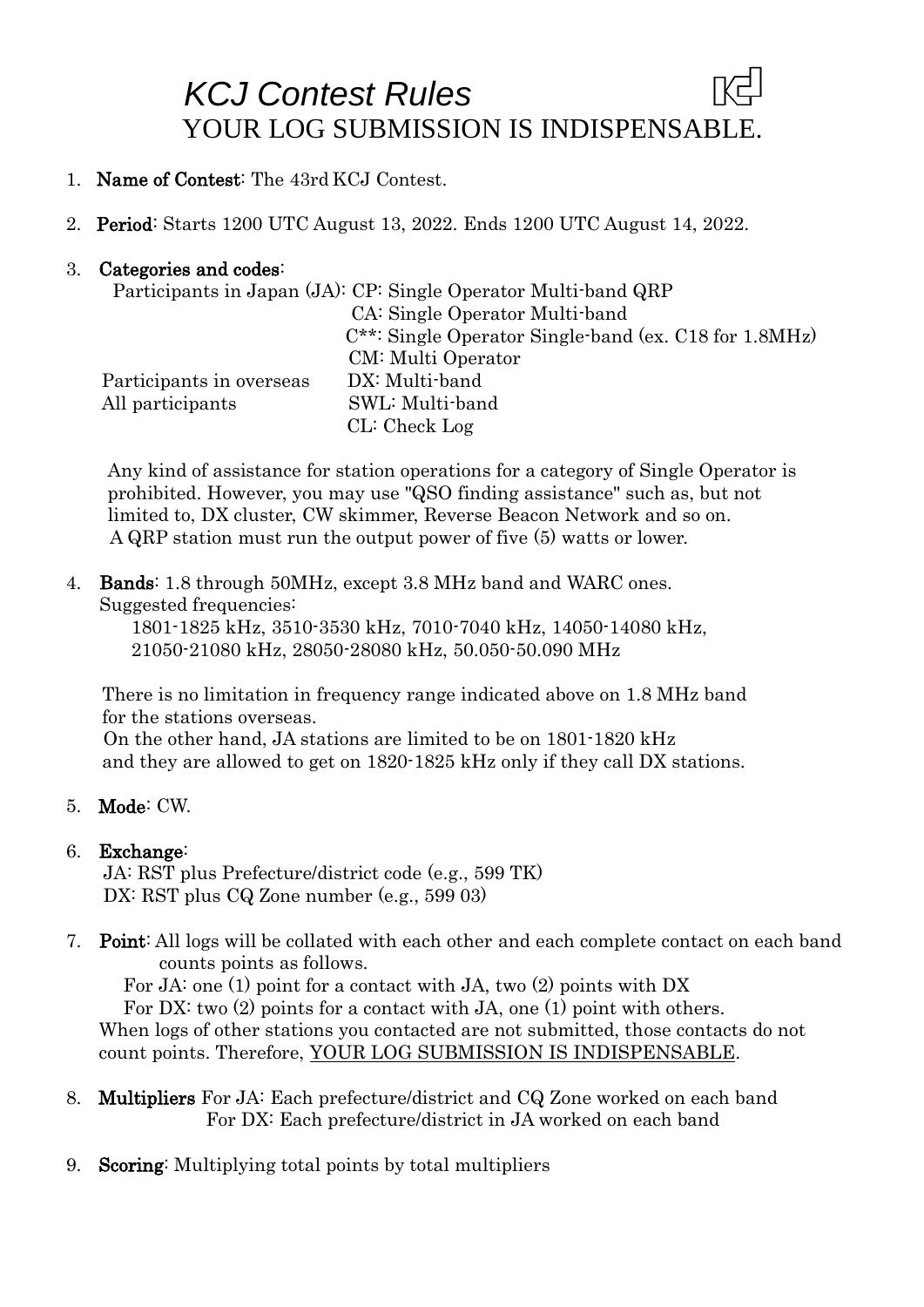# *KCJ Contest Rules*

## YOUR LOG SUBMISSION IS INDISPENSABLE.

1. **Name of Contest**: The 43rd KCJ Contest.

2. **Period**: Starts 1200 UTC August 13, 2022. Ends 1200 UTC August 14, 2022.

3. **Categories and codes**:

| | |
|---|---|
| Participants in Japan (JA): | CP: Single Operator Multi-band QRP |
| | CA: Single Operator Multi-band |
| | C**: Single Operator Single-band (ex. C18 for 1.8MHz) |
| | CM: Multi Operator |
| Participants in overseas | DX: Multi-band |
| All participants | SWL: Multi-band |
| | CL: Check Log |

   Any kind of assistance for station operations for a category of Single Operator is prohibited. However, you may use "QSO finding assistance" such as, but not limited to, DX cluster, CW skimmer, Reverse Beacon Network and so on.
   A QRP station must run the output power of five (5) watts or lower.

4. **Bands**: 1.8 through 50MHz, except 3.8 MHz band and WARC ones.
   Suggested frequencies:
   1801-1825 kHz, 3510-3530 kHz, 7010-7040 kHz, 14050-14080 kHz, 21050-21080 kHz, 28050-28080 kHz, 50.050-50.090 MHz

   There is no limitation in frequency range indicated above on 1.8 MHz band for the stations overseas.
   On the other hand, JA stations are limited to be on 1801-1820 kHz and they are allowed to get on 1820-1825 kHz only if they call DX stations.

5. **Mode**: CW.

6. **Exchange**:
   JA: RST plus Prefecture/district code (e.g., 599 TK)
   DX: RST plus CQ Zone number (e.g., 599 03)

7. **Point**: All logs will be collated with each other and each complete contact on each band counts points as follows.
   For JA: one (1) point for a contact with JA, two (2) points with DX
   For DX: two (2) points for a contact with JA, one (1) point with others.
   When logs of other stations you contacted are not submitted, those contacts do not count points. Therefore, <u>YOUR LOG SUBMISSION IS INDISPENSABLE</u>.

8. **Multipliers** For JA: Each prefecture/district and CQ Zone worked on each band
   For DX: Each prefecture/district in JA worked on each band

9. **Scoring**: Multiplying total points by total multipliers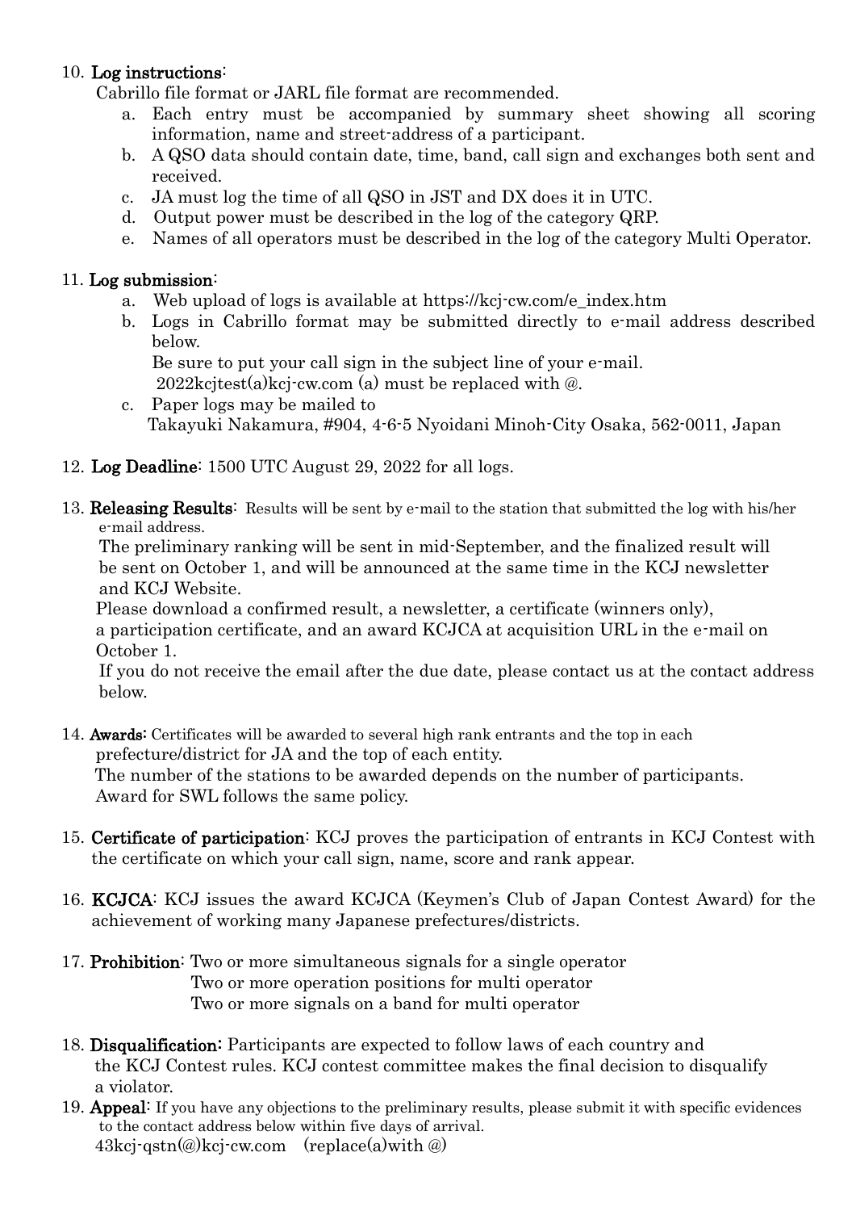10. **Log instructions**:
    Cabrillo file format or JARL file format are recommended.
    a. Each entry must be accompanied by summary sheet showing all scoring information, name and street-address of a participant.
    b. A QSO data should contain date, time, band, call sign and exchanges both sent and received.
    c. JA must log the time of all QSO in JST and DX does it in UTC.
    d. Output power must be described in the log of the category QRP.
    e. Names of all operators must be described in the log of the category Multi Operator.

11. **Log submission**:
    a. Web upload of logs is available at https://kcj-cw.com/e_index.htm
    b. Logs in Cabrillo format may be submitted directly to e-mail address described below.
       Be sure to put your call sign in the subject line of your e-mail.
       2022kcjtest(a)kcj-cw.com (a) must be replaced with @.
    c. Paper logs may be mailed to
       Takayuki Nakamura, #904, 4-6-5 Nyoidani Minoh-City Osaka, 562-0011, Japan

12. **Log Deadline**: 1500 UTC August 29, 2022 for all logs.

13. **Releasing Results**: Results will be sent by e-mail to the station that submitted the log with his/her e-mail address.
    The preliminary ranking will be sent in mid-September, and the finalized result will be sent on October 1, and will be announced at the same time in the KCJ newsletter and KCJ Website.
    Please download a confirmed result, a newsletter, a certificate (winners only), a participation certificate, and an award KCJCA at acquisition URL in the e-mail on October 1.
    If you do not receive the email after the due date, please contact us at the contact address below.

14. **Awards:** Certificates will be awarded to several high rank entrants and the top in each prefecture/district for JA and the top of each entity.
    The number of the stations to be awarded depends on the number of participants.
    Award for SWL follows the same policy.

15. **Certificate of participation**: KCJ proves the participation of entrants in KCJ Contest with the certificate on which your call sign, name, score and rank appear.

16. **KCJCA**: KCJ issues the award KCJCA (Keymen's Club of Japan Contest Award) for the achievement of working many Japanese prefectures/districts.

17. **Prohibition**: Two or more simultaneous signals for a single operator
    Two or more operation positions for multi operator
    Two or more signals on a band for multi operator

18. **Disqualification:** Participants are expected to follow laws of each country and the KCJ Contest rules. KCJ contest committee makes the final decision to disqualify a violator.

19. **Appeal**: If you have any objections to the preliminary results, please submit it with specific evidences to the contact address below within five days of arrival.
    43kcj-qstn(@)kcj-cw.com (replace(a)with @)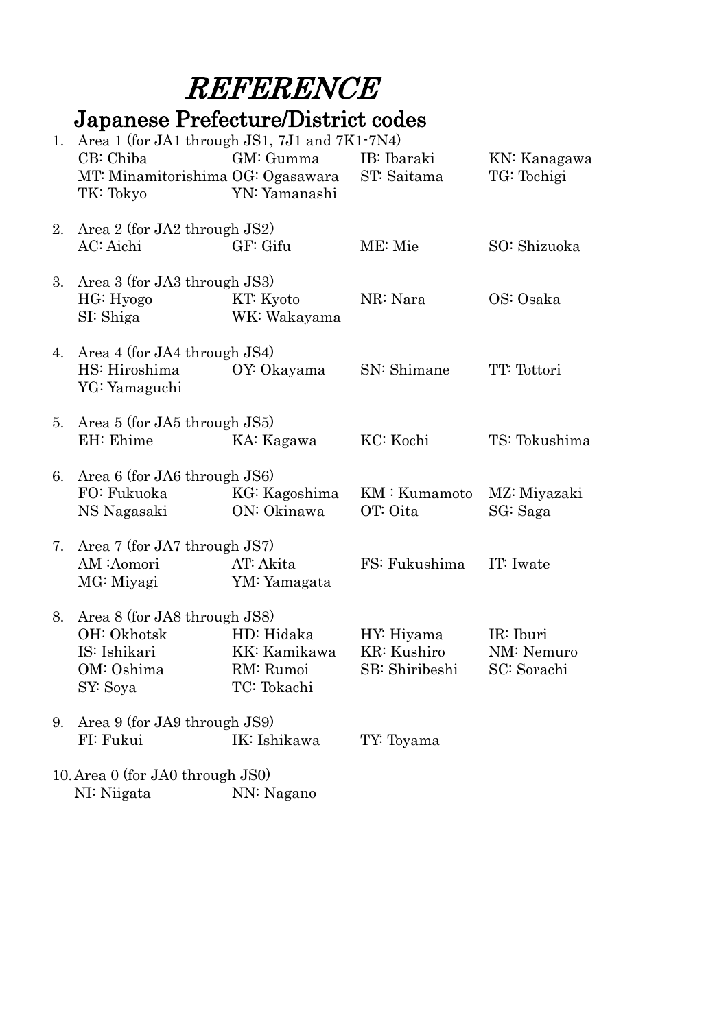# *REFERENCE*

## Japanese Prefecture/District codes

1. Area 1 (for JA1 through JS1, 7J1 and 7K1-7N4)
   CB: Chiba GM: Gumma IB: Ibaraki KN: Kanagawa
   MT: Minamitorishima OG: Ogasawara ST: Saitama TG: Tochigi
   TK: Tokyo YN: Yamanashi

2. Area 2 (for JA2 through JS2)
   AC: Aichi GF: Gifu ME: Mie SO: Shizuoka

3. Area 3 (for JA3 through JS3)
   HG: Hyogo KT: Kyoto NR: Nara OS: Osaka
   SI: Shiga WK: Wakayama

4. Area 4 (for JA4 through JS4)
   HS: Hiroshima OY: Okayama SN: Shimane TT: Tottori
   YG: Yamaguchi

5. Area 5 (for JA5 through JS5)
   EH: Ehime KA: Kagawa KC: Kochi TS: Tokushima

6. Area 6 (for JA6 through JS6)
   FO: Fukuoka KG: Kagoshima KM : Kumamoto MZ: Miyazaki
   NS Nagasaki ON: Okinawa OT: Oita SG: Saga

7. Area 7 (for JA7 through JS7)
   AM :Aomori AT: Akita FS: Fukushima IT: Iwate
   MG: Miyagi YM: Yamagata

8. Area 8 (for JA8 through JS8)
   OH: Okhotsk HD: Hidaka HY: Hiyama IR: Iburi
   IS: Ishikari KK: Kamikawa KR: Kushiro NM: Nemuro
   OM: Oshima RM: Rumoi SB: Shiribeshi SC: Sorachi
   SY: Soya TC: Tokachi

9. Area 9 (for JA9 through JS9)
   FI: Fukui IK: Ishikawa TY: Toyama

10. Area 0 (for JA0 through JS0)
    NI: Niigata NN: Nagano